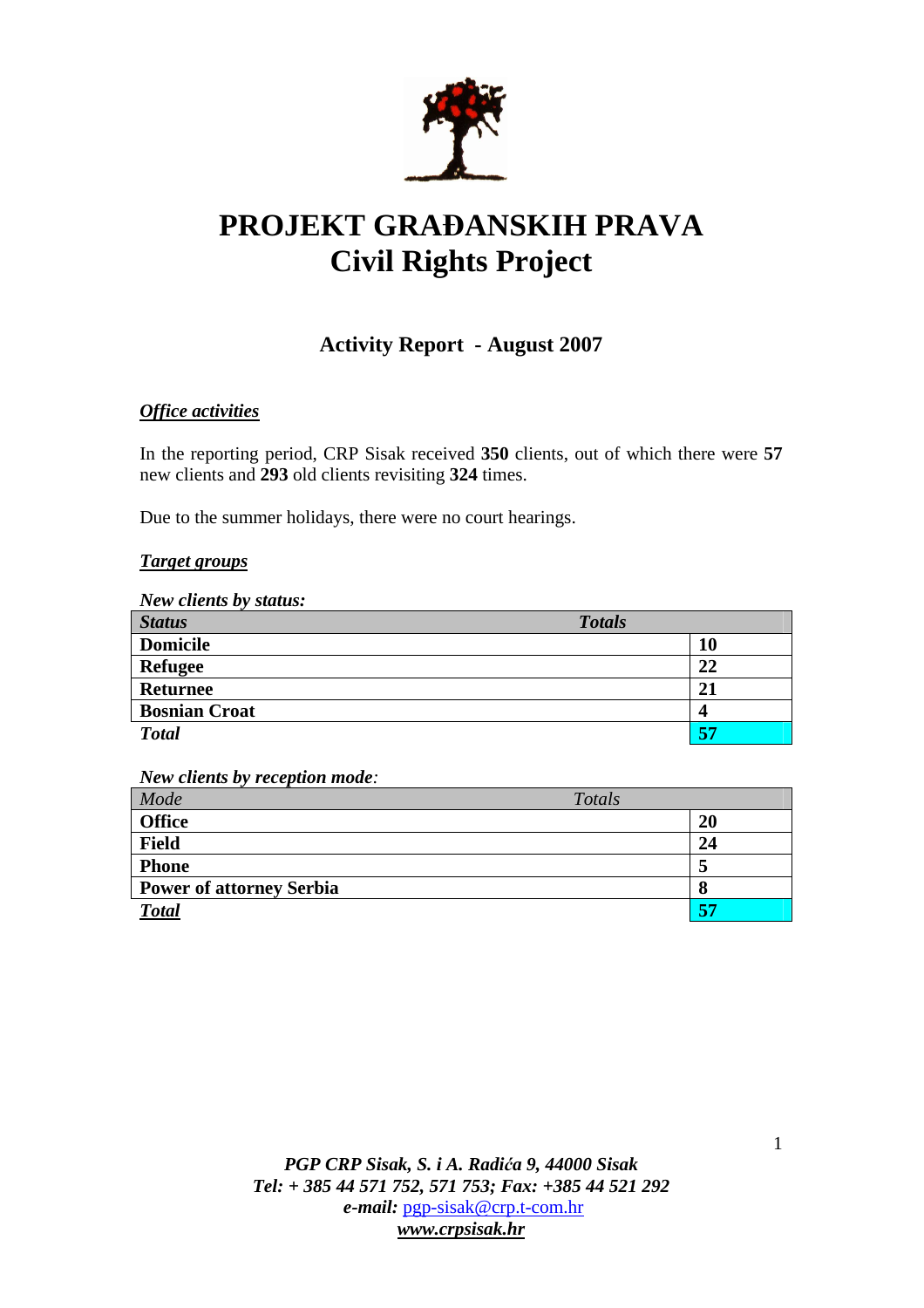# PROJEKT GRAĐANSKIH PRAVA
# Civil Rights Project

## Activity Report - August 2007

***Office activities***

In the reporting period, CRP Sisak received **350** clients, out of which there were **57** new clients and **293** old clients revisiting **324** times.

Due to the summer holidays, there were no court hearings.

***Target groups***

***New clients by status:***

| *Status* | *Totals* |
|---|---|
| **Domicile** | **10** |
| **Refugee** | **22** |
| **Returnee** | **21** |
| **Bosnian Croat** | **4** |
| ***Total*** | **57** |

***New clients by reception mode:***

| *Mode* | *Totals* |
|---|---|
| **Office** | **20** |
| **Field** | **24** |
| **Phone** | **5** |
| **Power of attorney Serbia** | **8** |
| ***Total*** | **57** |

*PGP CRP Sisak, S. i A. Radića 9, 44000 Sisak*
*Tel: + 385 44 571 752, 571 753; Fax: +385 44 521 292*
*e-mail:* pgp-sisak@crp.t-com.hr
*www.crpsisak.hr*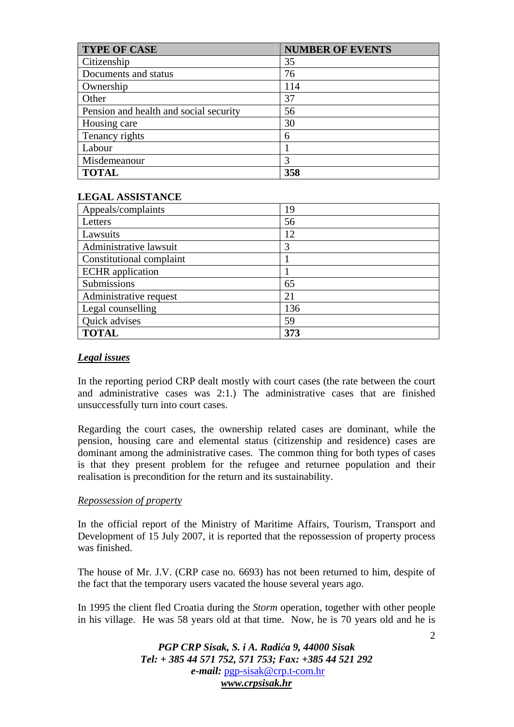| TYPE OF CASE | NUMBER OF EVENTS |
|---|---|
| Citizenship | 35 |
| Documents and status | 76 |
| Ownership | 114 |
| Other | 37 |
| Pension and health and social security | 56 |
| Housing care | 30 |
| Tenancy rights | 6 |
| Labour | 1 |
| Misdemeanour | 3 |
| **TOTAL** | **358** |

**LEGAL ASSISTANCE**

| | |
|---|---|
| Appeals/complaints | 19 |
| Letters | 56 |
| Lawsuits | 12 |
| Administrative lawsuit | 3 |
| Constitutional complaint | 1 |
| ECHR application | 1 |
| Submissions | 65 |
| Administrative request | 21 |
| Legal counselling | 136 |
| Quick advises | 59 |
| **TOTAL** | **373** |

***Legal issues***

In the reporting period CRP dealt mostly with court cases (the rate between the court and administrative cases was 2:1.) The administrative cases that are finished unsuccessfully turn into court cases.

Regarding the court cases, the ownership related cases are dominant, while the pension, housing care and elemental status (citizenship and residence) cases are dominant among the administrative cases. The common thing for both types of cases is that they present problem for the refugee and returnee population and their realisation is precondition for the return and its sustainability.

*Repossession of property*

In the official report of the Ministry of Maritime Affairs, Tourism, Transport and Development of 15 July 2007, it is reported that the repossession of property process was finished.

The house of Mr. J.V. (CRP case no. 6693) has not been returned to him, despite of the fact that the temporary users vacated the house several years ago.

In 1995 the client fled Croatia during the *Storm* operation, together with other people in his village. He was 58 years old at that time. Now, he is 70 years old and he is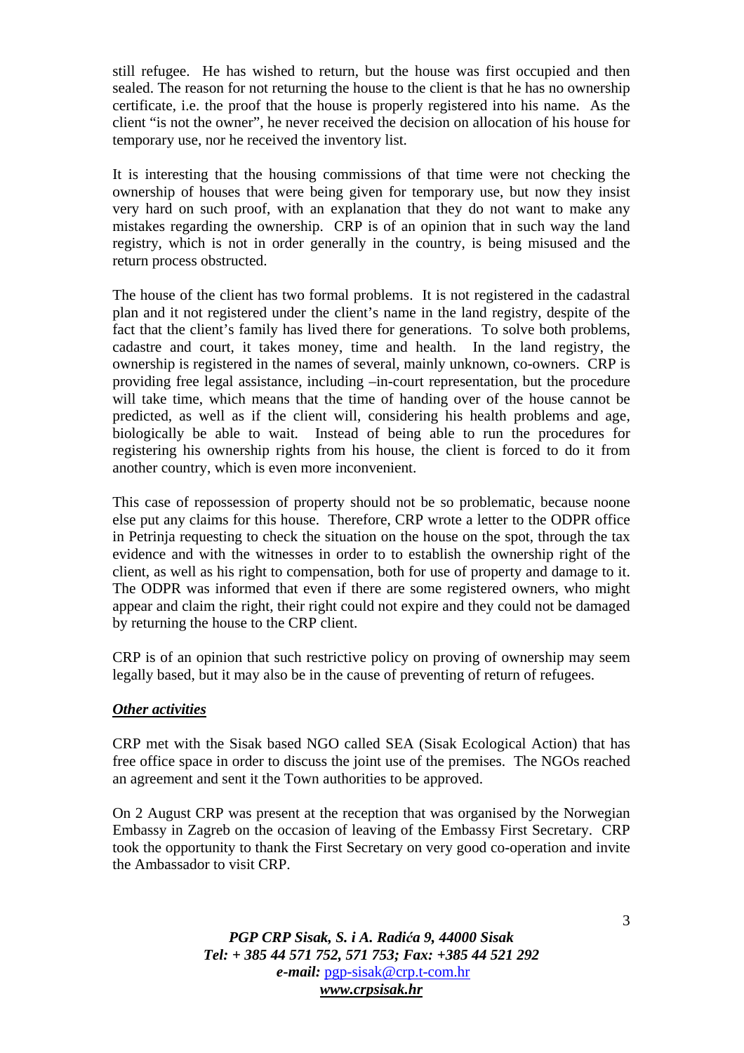still refugee. He has wished to return, but the house was first occupied and then sealed. The reason for not returning the house to the client is that he has no ownership certificate, i.e. the proof that the house is properly registered into his name. As the client "is not the owner", he never received the decision on allocation of his house for temporary use, nor he received the inventory list.

It is interesting that the housing commissions of that time were not checking the ownership of houses that were being given for temporary use, but now they insist very hard on such proof, with an explanation that they do not want to make any mistakes regarding the ownership. CRP is of an opinion that in such way the land registry, which is not in order generally in the country, is being misused and the return process obstructed.

The house of the client has two formal problems. It is not registered in the cadastral plan and it not registered under the client's name in the land registry, despite of the fact that the client's family has lived there for generations. To solve both problems, cadastre and court, it takes money, time and health. In the land registry, the ownership is registered in the names of several, mainly unknown, co-owners. CRP is providing free legal assistance, including –in-court representation, but the procedure will take time, which means that the time of handing over of the house cannot be predicted, as well as if the client will, considering his health problems and age, biologically be able to wait. Instead of being able to run the procedures for registering his ownership rights from his house, the client is forced to do it from another country, which is even more inconvenient.

This case of repossession of property should not be so problematic, because noone else put any claims for this house. Therefore, CRP wrote a letter to the ODPR office in Petrinja requesting to check the situation on the house on the spot, through the tax evidence and with the witnesses in order to to establish the ownership right of the client, as well as his right to compensation, both for use of property and damage to it. The ODPR was informed that even if there are some registered owners, who might appear and claim the right, their right could not expire and they could not be damaged by returning the house to the CRP client.

CRP is of an opinion that such restrictive policy on proving of ownership may seem legally based, but it may also be in the cause of preventing of return of refugees.

***Other activities***

CRP met with the Sisak based NGO called SEA (Sisak Ecological Action) that has free office space in order to discuss the joint use of the premises. The NGOs reached an agreement and sent it the Town authorities to be approved.

On 2 August CRP was present at the reception that was organised by the Norwegian Embassy in Zagreb on the occasion of leaving of the Embassy First Secretary. CRP took the opportunity to thank the First Secretary on very good co-operation and invite the Ambassador to visit CRP.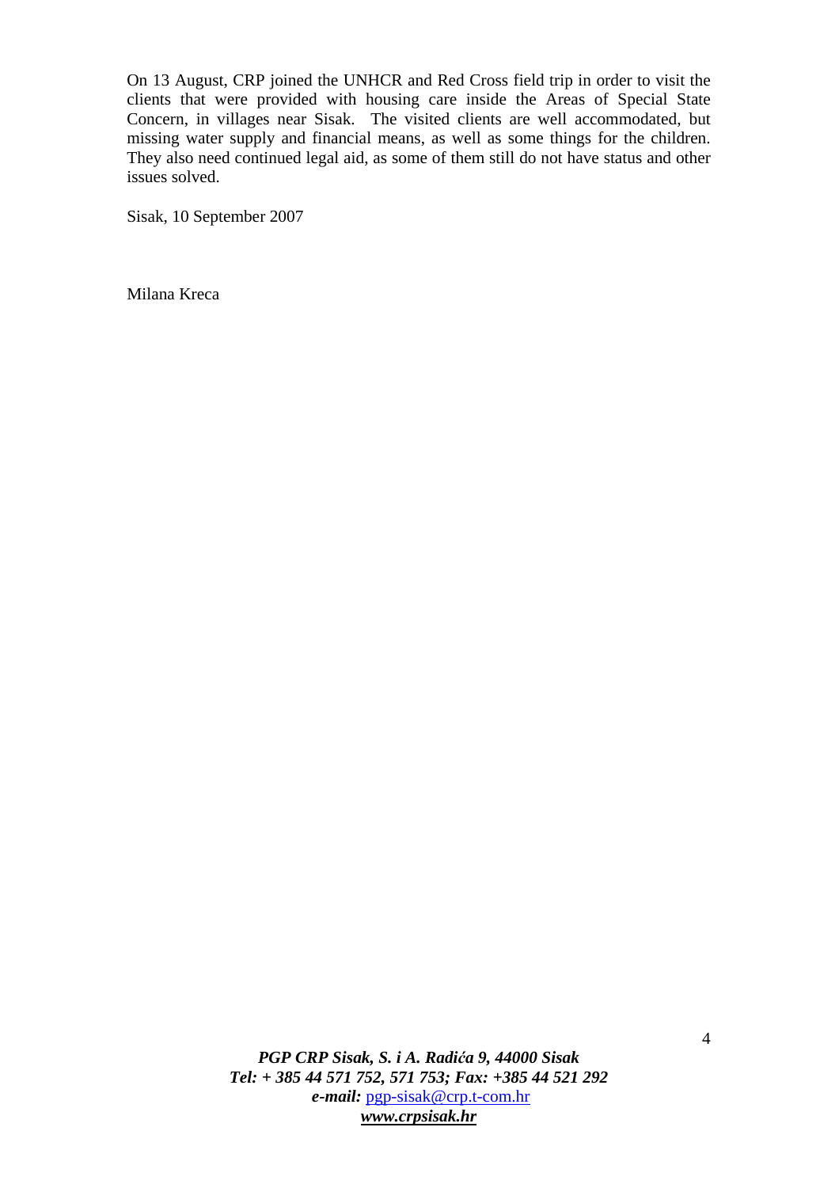On 13 August, CRP joined the UNHCR and Red Cross field trip in order to visit the clients that were provided with housing care inside the Areas of Special State Concern, in villages near Sisak. The visited clients are well accommodated, but missing water supply and financial means, as well as some things for the children. They also need continued legal aid, as some of them still do not have status and other issues solved.

Sisak, 10 September 2007

Milana Kreca